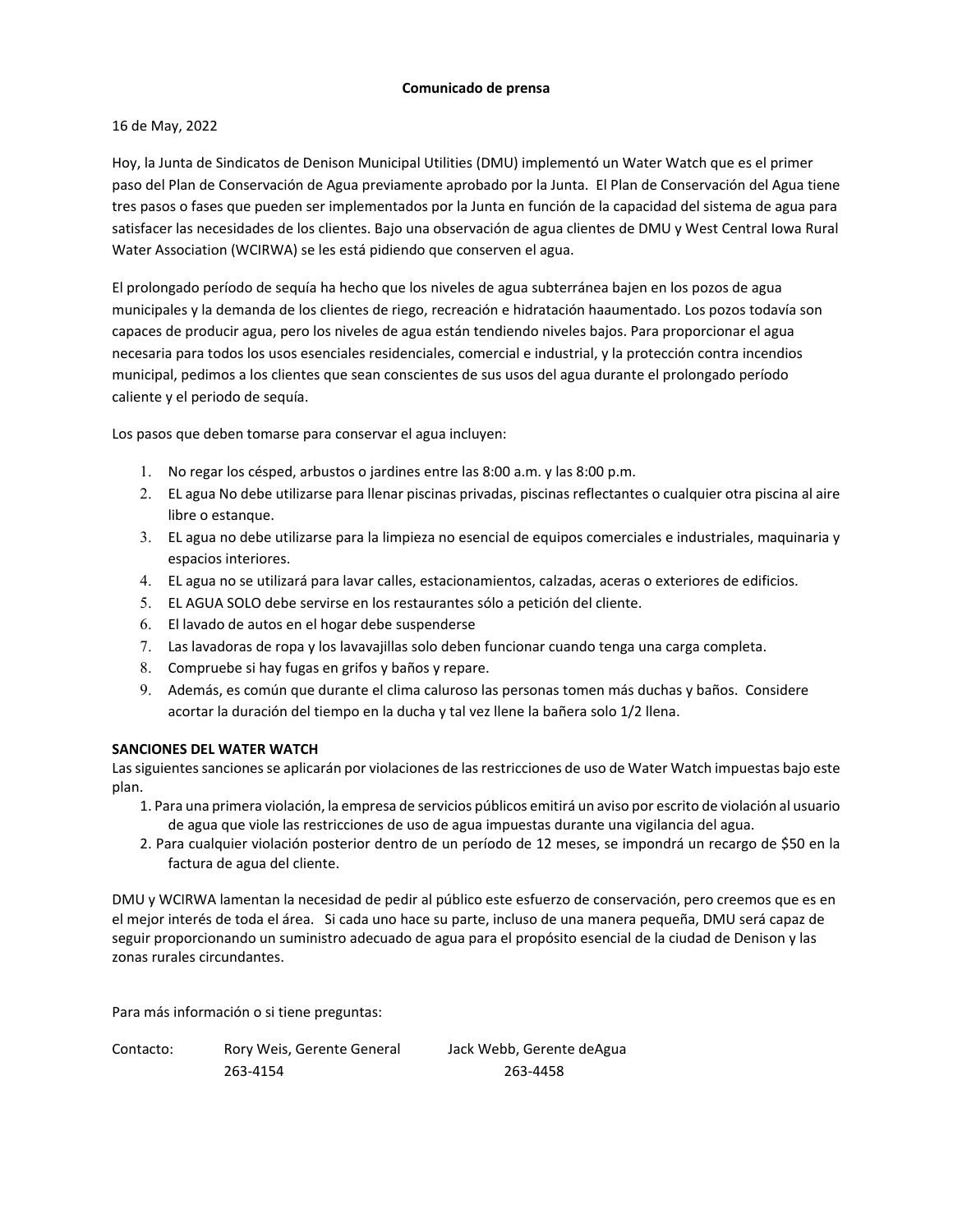**Comunicado de prensa**

16 de May, 2022

Hoy, la Junta de Sindicatos de Denison Municipal Utilities (DMU) implementó un Water Watch que es el primer paso del Plan de Conservación de Agua previamente aprobado por la Junta. El Plan de Conservación del Agua tiene tres pasos o fases que pueden ser implementados por la Junta en función de la capacidad del sistema de agua para satisfacer las necesidades de los clientes. Bajo una observación de agua clientes de DMU y West Central Iowa Rural Water Association (WCIRWA) se les está pidiendo que conserven el agua.

El prolongado período de sequía ha hecho que los niveles de agua subterránea bajen en los pozos de agua municipales y la demanda de los clientes de riego, recreación e hidratación haaumentado. Los pozos todavía son capaces de producir agua, pero los niveles de agua están tendiendo niveles bajos. Para proporcionar el agua necesaria para todos los usos esenciales residenciales, comercial e industrial, y la protección contra incendios municipal, pedimos a los clientes que sean conscientes de sus usos del agua durante el prolongado período caliente y el periodo de sequía.

Los pasos que deben tomarse para conservar el agua incluyen:

1. No regar los césped, arbustos o jardines entre las 8:00 a.m. y las 8:00 p.m.
2. EL agua No debe utilizarse para llenar piscinas privadas, piscinas reflectantes o cualquier otra piscina al aire libre o estanque.
3. EL agua no debe utilizarse para la limpieza no esencial de equipos comerciales e industriales, maquinaria y espacios interiores.
4. EL agua no se utilizará para lavar calles, estacionamientos, calzadas, aceras o exteriores de edificios.
5. EL AGUA SOLO debe servirse en los restaurantes sólo a petición del cliente.
6. El lavado de autos en el hogar debe suspenderse
7. Las lavadoras de ropa y los lavavajillas solo deben funcionar cuando tenga una carga completa.
8. Compruebe si hay fugas en grifos y baños y repare.
9. Además, es común que durante el clima caluroso las personas tomen más duchas y baños. Considere acortar la duración del tiempo en la ducha y tal vez llene la bañera solo 1/2 llena.

**SANCIONES DEL WATER WATCH**

Las siguientes sanciones se aplicarán por violaciones de las restricciones de uso de Water Watch impuestas bajo este plan.

1. Para una primera violación, la empresa de servicios públicos emitirá un aviso por escrito de violación al usuario de agua que viole las restricciones de uso de agua impuestas durante una vigilancia del agua.
2. Para cualquier violación posterior dentro de un período de 12 meses, se impondrá un recargo de $50 en la factura de agua del cliente.

DMU y WCIRWA lamentan la necesidad de pedir al público este esfuerzo de conservación, pero creemos que es en el mejor interés de toda el área. Si cada uno hace su parte, incluso de una manera pequeña, DMU será capaz de seguir proporcionando un suministro adecuado de agua para el propósito esencial de la ciudad de Denison y las zonas rurales circundantes.

Para más información o si tiene preguntas:

Contacto: Rory Weis, Gerente General — 263-4154

Jack Webb, Gerente deAgua — 263-4458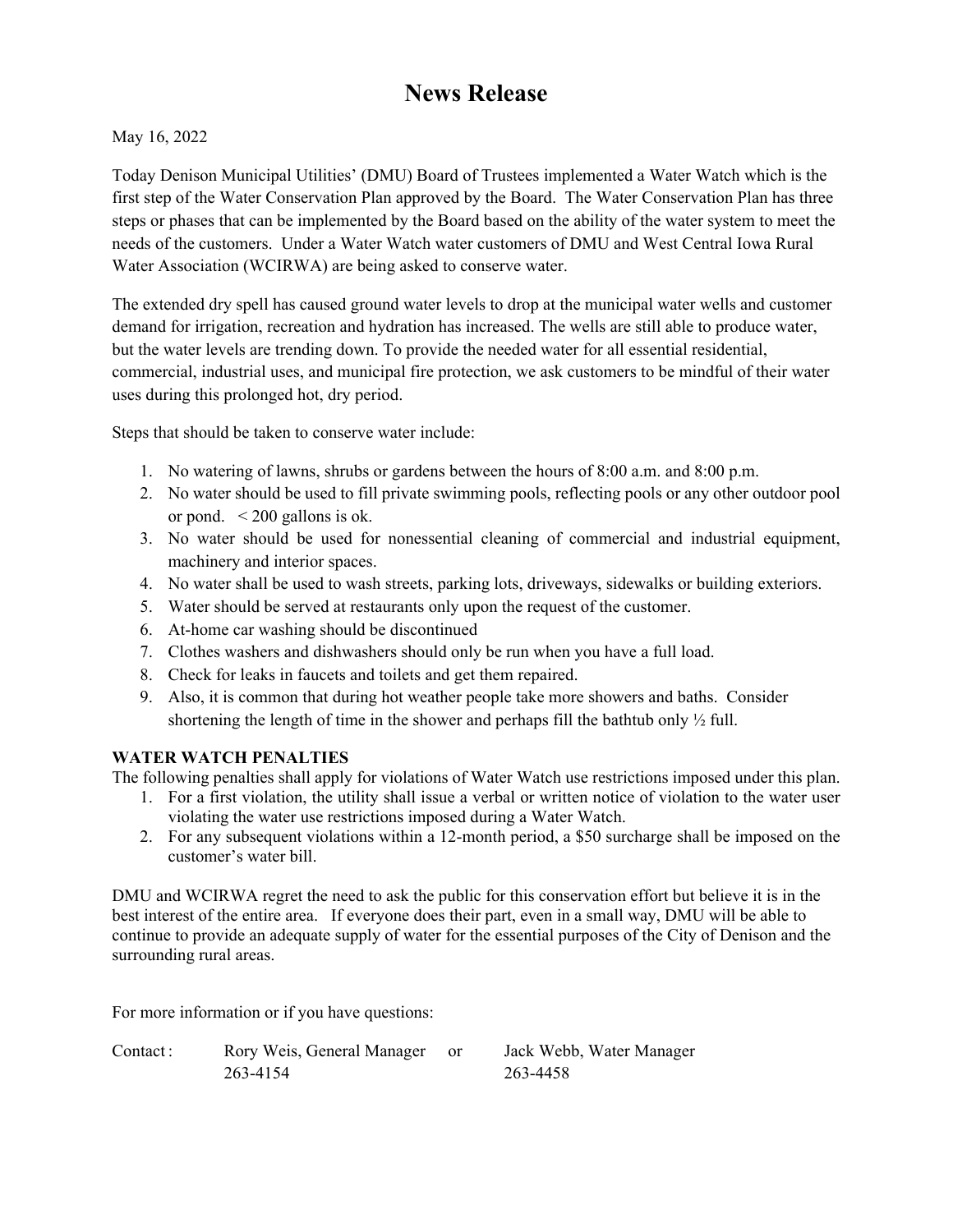# News Release

May 16, 2022

Today Denison Municipal Utilities' (DMU) Board of Trustees implemented a Water Watch which is the first step of the Water Conservation Plan approved by the Board. The Water Conservation Plan has three steps or phases that can be implemented by the Board based on the ability of the water system to meet the needs of the customers. Under a Water Watch water customers of DMU and West Central Iowa Rural Water Association (WCIRWA) are being asked to conserve water.

The extended dry spell has caused ground water levels to drop at the municipal water wells and customer demand for irrigation, recreation and hydration has increased. The wells are still able to produce water, but the water levels are trending down. To provide the needed water for all essential residential, commercial, industrial uses, and municipal fire protection, we ask customers to be mindful of their water uses during this prolonged hot, dry period.

Steps that should be taken to conserve water include:

1. No watering of lawns, shrubs or gardens between the hours of 8:00 a.m. and 8:00 p.m.
2. No water should be used to fill private swimming pools, reflecting pools or any other outdoor pool or pond. < 200 gallons is ok.
3. No water should be used for nonessential cleaning of commercial and industrial equipment, machinery and interior spaces.
4. No water shall be used to wash streets, parking lots, driveways, sidewalks or building exteriors.
5. Water should be served at restaurants only upon the request of the customer.
6. At-home car washing should be discontinued
7. Clothes washers and dishwashers should only be run when you have a full load.
8. Check for leaks in faucets and toilets and get them repaired.
9. Also, it is common that during hot weather people take more showers and baths. Consider shortening the length of time in the shower and perhaps fill the bathtub only ½ full.

**WATER WATCH PENALTIES**

The following penalties shall apply for violations of Water Watch use restrictions imposed under this plan.

1. For a first violation, the utility shall issue a verbal or written notice of violation to the water user violating the water use restrictions imposed during a Water Watch.
2. For any subsequent violations within a 12-month period, a $50 surcharge shall be imposed on the customer's water bill.

DMU and WCIRWA regret the need to ask the public for this conservation effort but believe it is in the best interest of the entire area. If everyone does their part, even in a small way, DMU will be able to continue to provide an adequate supply of water for the essential purposes of the City of Denison and the surrounding rural areas.

For more information or if you have questions:

Contact: Rory Weis, General Manager or Jack Webb, Water Manager
263-4154 263-4458